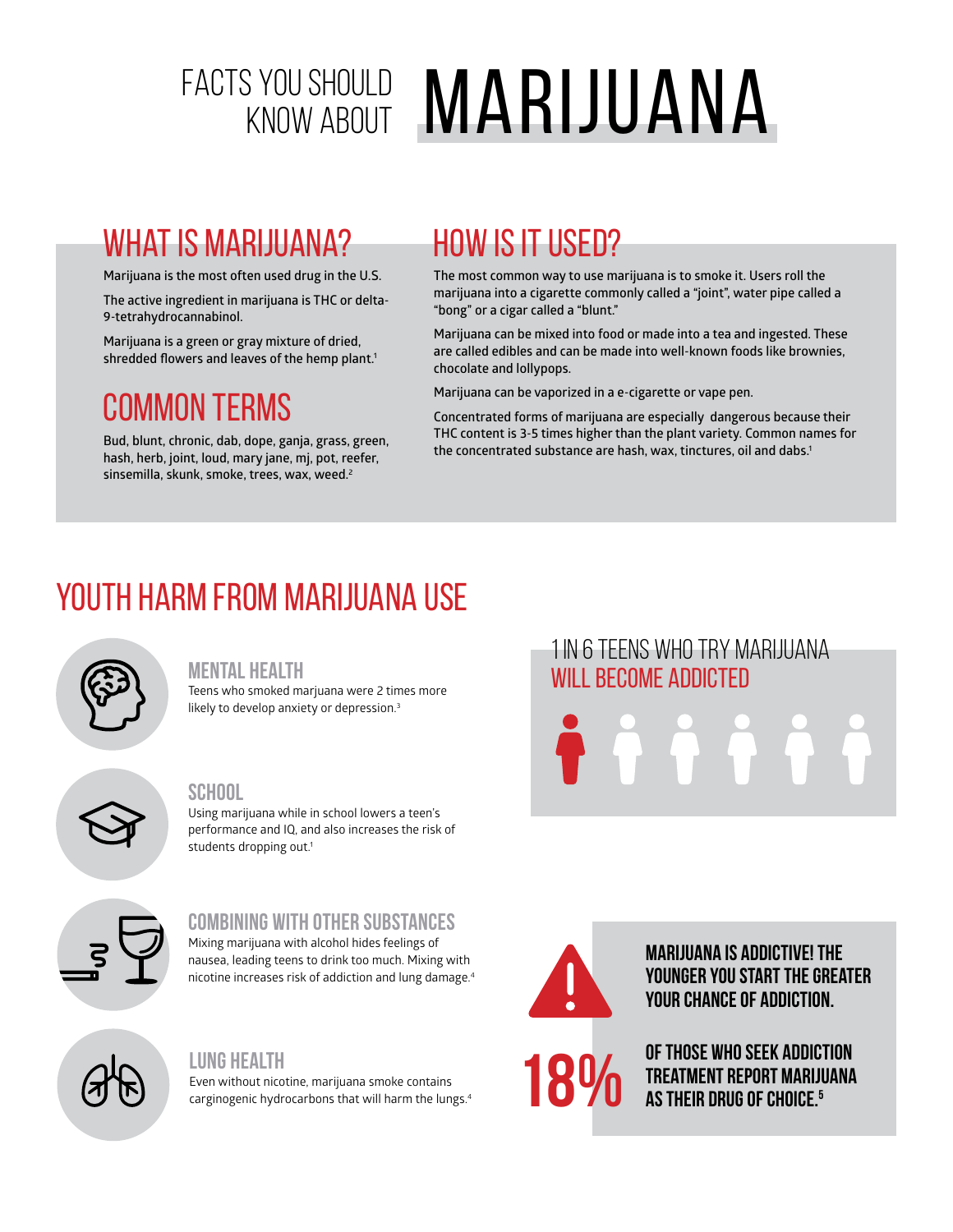# FACTS YOU SHOULD KNOW ABOUT MARIJUANA

## WHAT IS MARIJUANA?

Marijuana is the most often used drug in the U.S.

The active ingredient in marijuana is THC or delta-9-tetrahydrocannabinol.

Marijuana is a green or gray mixture of dried, shredded flowers and leaves of the hemp plant.[1]

## COMMON TERMS

Bud, blunt, chronic, dab, dope, ganja, grass, green, hash, herb, joint, loud, mary jane, mj, pot, reefer, sinsemilla, skunk, smoke, trees, wax, weed.[2]

## HOW IS IT USED?

The most common way to use marijuana is to smoke it. Users roll the marijuana into a cigarette commonly called a "joint", water pipe called a "bong" or a cigar called a "blunt."

Marijuana can be mixed into food or made into a tea and ingested. These are called edibles and can be made into well-known foods like brownies, chocolate and lollypops.

Marijuana can be vaporized in a e-cigarette or vape pen.

Concentrated forms of marijuana are especially dangerous because their THC content is 3-5 times higher than the plant variety. Common names for the concentrated substance are hash, wax, tinctures, oil and dabs.[1]

## YOUTH HARM FROM MARIJUANA USE

### MENTAL HEALTH

Teens who smoked marjuana were 2 times more likely to develop anxiety or depression.[3]

### SCHOOL

Using marijuana while in school lowers a teen's performance and IQ, and also increases the risk of students dropping out.[1]

### COMBINING WITH OTHER SUBSTANCES

Mixing marijuana with alcohol hides feelings of nausea, leading teens to drink too much. Mixing with nicotine increases risk of addiction and lung damage.[4]

### LUNG HEALTH

Even without nicotine, marijuana smoke contains carginogenic hydrocarbons that will harm the lungs.[4]

### 1 IN 6 TEENS WHO TRY MARIJUANA WILL BECOME ADDICTED

**MARIJUANA IS ADDICTIVE! THE YOUNGER YOU START THE GREATER YOUR CHANCE OF ADDICTION.**

**18% OF THOSE WHO SEEK ADDICTION TREATMENT REPORT MARIJUANA AS THEIR DRUG OF CHOICE.[5]**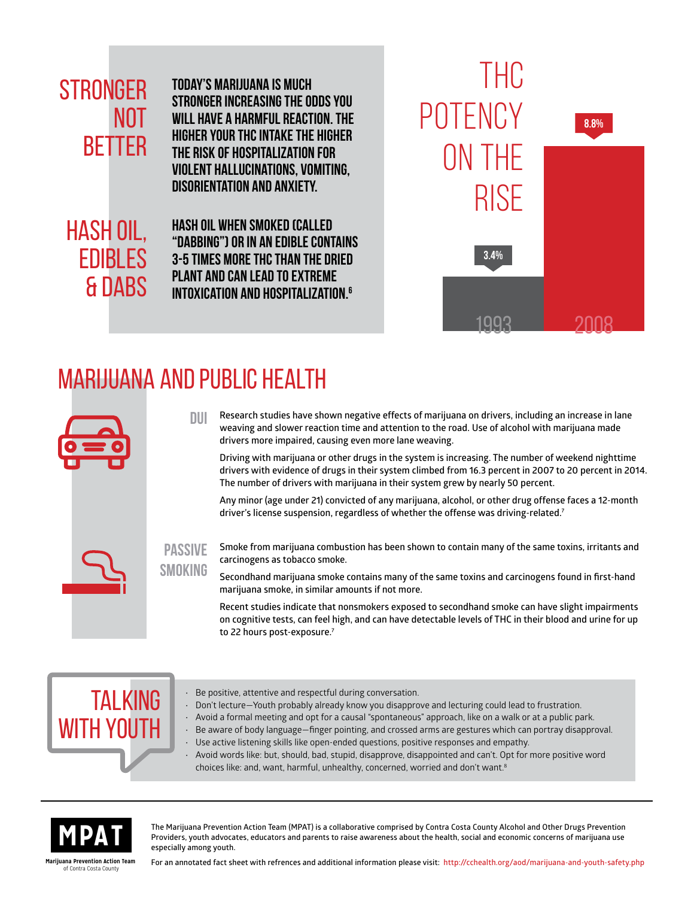## STRONGER NOT BETTER

TODAY'S MARIJUANA IS MUCH STRONGER INCREASING THE ODDS YOU WILL HAVE A HARMFUL REACTION. THE HIGHER YOUR THC INTAKE THE HIGHER THE RISK OF HOSPITALIZATION FOR VIOLENT HALLUCINATIONS, VOMITING, DISORIENTATION AND ANXIETY.

## HASH OIL, EDIBLES & DABS

HASH OIL WHEN SMOKED (CALLED "DABBING") OR IN AN EDIBLE CONTAINS 3-5 TIMES MORE THC THAN THE DRIED PLANT AND CAN LEAD TO EXTREME INTOXICATION AND HOSPITALIZATION.[6]

## THC POTENCY ON THE RISE

| Year | THC Potency |
| --- | --- |
| 1993 | 3.4% |
| 2008 | 8.8% |

# MARIJUANA AND PUBLIC HEALTH

### DUI

Research studies have shown negative effects of marijuana on drivers, including an increase in lane weaving and slower reaction time and attention to the road. Use of alcohol with marijuana made drivers more impaired, causing even more lane weaving.

Driving with marijuana or other drugs in the system is increasing. The number of weekend nighttime drivers with evidence of drugs in their system climbed from 16.3 percent in 2007 to 20 percent in 2014. The number of drivers with marijuana in their system grew by nearly 50 percent.

Any minor (age under 21) convicted of any marijuana, alcohol, or other drug offense faces a 12-month driver's license suspension, regardless of whether the offense was driving-related.[7]

### PASSIVE SMOKING

Smoke from marijuana combustion has been shown to contain many of the same toxins, irritants and carcinogens as tobacco smoke.

Secondhand marijuana smoke contains many of the same toxins and carcinogens found in first-hand marijuana smoke, in similar amounts if not more.

Recent studies indicate that nonsmokers exposed to secondhand smoke can have slight impairments on cognitive tests, can feel high, and can have detectable levels of THC in their blood and urine for up to 22 hours post-exposure.[7]

## TALKING WITH YOUTH

- Be positive, attentive and respectful during conversation.
- Don't lecture—Youth probably already know you disapprove and lecturing could lead to frustration.
- Avoid a formal meeting and opt for a causal "spontaneous" approach, like on a walk or at a public park.
- Be aware of body language—finger pointing, and crossed arms are gestures which can portray disapproval.
- Use active listening skills like open-ended questions, positive responses and empathy.
- Avoid words like: but, should, bad, stupid, disapprove, disappointed and can't. Opt for more positive word choices like: and, want, harmful, unhealthy, concerned, worried and don't want.[8]

---

**MPAT**
Marijuana Prevention Action Team of Contra Costa County

The Marijuana Prevention Action Team (MPAT) is a collaborative comprised by Contra Costa County Alcohol and Other Drugs Prevention Providers, youth advocates, educators and parents to raise awareness about the health, social and economic concerns of marijuana use especially among youth.

For an annotated fact sheet with refrences and additional information please visit: http://cchealth.org/aod/marijuana-and-youth-safety.php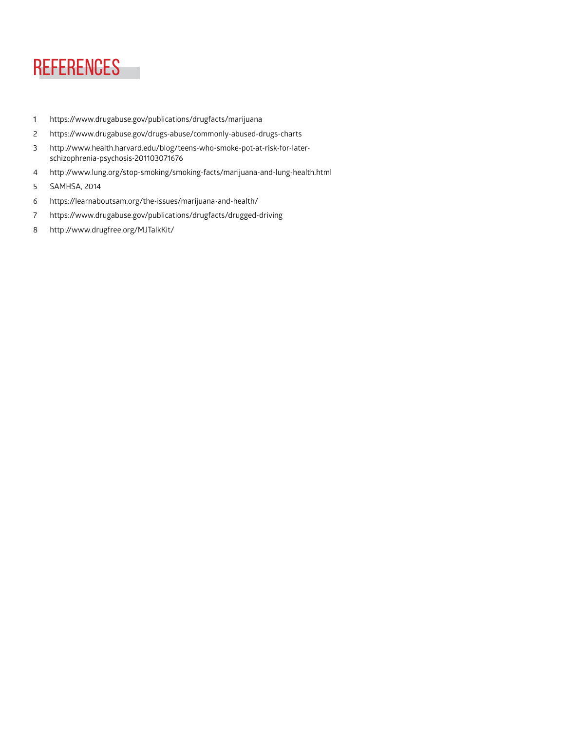# REFERENCES

1. https://www.drugabuse.gov/publications/drugfacts/marijuana
2. https://www.drugabuse.gov/drugs-abuse/commonly-abused-drugs-charts
3. http://www.health.harvard.edu/blog/teens-who-smoke-pot-at-risk-for-later-schizophrenia-psychosis-201103071676
4. http://www.lung.org/stop-smoking/smoking-facts/marijuana-and-lung-health.html
5. SAMHSA, 2014
6. https://learnaboutsam.org/the-issues/marijuana-and-health/
7. https://www.drugabuse.gov/publications/drugfacts/drugged-driving
8. http://www.drugfree.org/MJTalkKit/